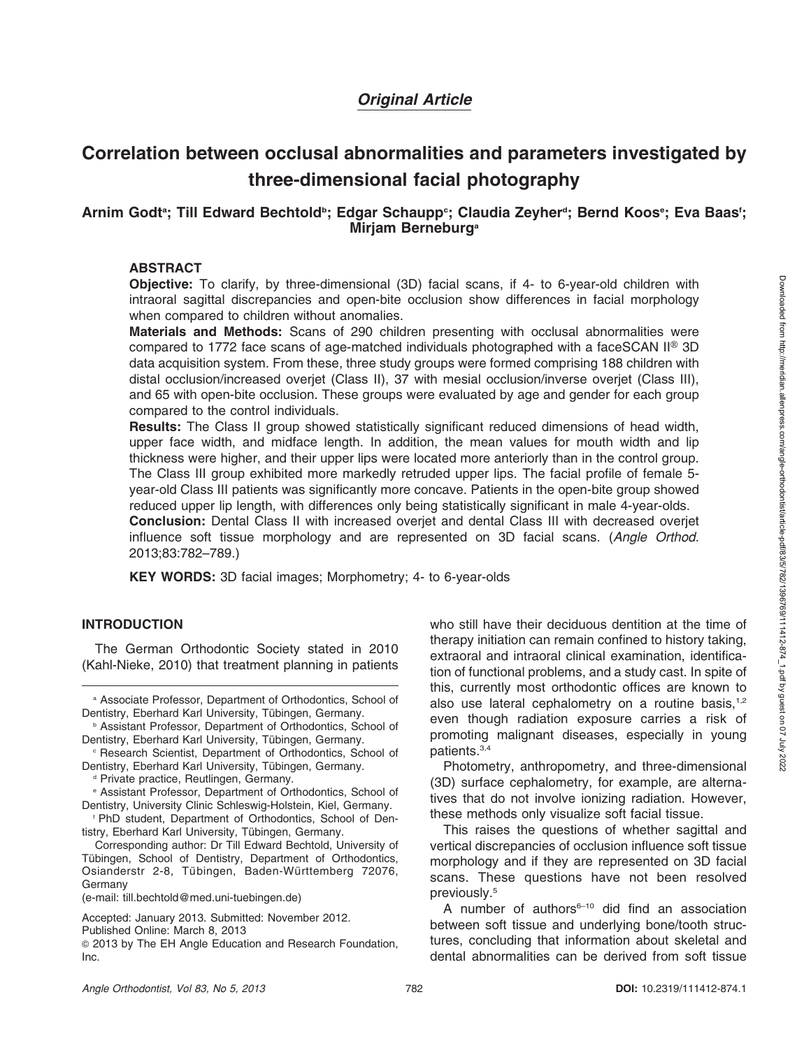*Original Article*

# Correlation between occlusal abnormalities and parameters investigated by three-dimensional facial photography

**Arnim Godt[a]; Till Edward Bechtold[b]; Edgar Schaupp[c]; Claudia Zeyher[d]; Bernd Koos[e]; Eva Baas[f]; Mirjam Berneburg[a]**

## ABSTRACT

**Objective:** To clarify, by three-dimensional (3D) facial scans, if 4- to 6-year-old children with intraoral sagittal discrepancies and open-bite occlusion show differences in facial morphology when compared to children without anomalies.

**Materials and Methods:** Scans of 290 children presenting with occlusal abnormalities were compared to 1772 face scans of age-matched individuals photographed with a faceSCAN II® 3D data acquisition system. From these, three study groups were formed comprising 188 children with distal occlusion/increased overjet (Class II), 37 with mesial occlusion/inverse overjet (Class III), and 65 with open-bite occlusion. These groups were evaluated by age and gender for each group compared to the control individuals.

**Results:** The Class II group showed statistically significant reduced dimensions of head width, upper face width, and midface length. In addition, the mean values for mouth width and lip thickness were higher, and their upper lips were located more anteriorly than in the control group. The Class III group exhibited more markedly retruded upper lips. The facial profile of female 5-year-old Class III patients was significantly more concave. Patients in the open-bite group showed reduced upper lip length, with differences only being statistically significant in male 4-year-olds.

**Conclusion:** Dental Class II with increased overjet and dental Class III with decreased overjet influence soft tissue morphology and are represented on 3D facial scans. (*Angle Orthod.* 2013;83:782–789.)

**KEY WORDS:** 3D facial images; Morphometry; 4- to 6-year-olds

## INTRODUCTION

The German Orthodontic Society stated in 2010 (Kahl-Nieke, 2010) that treatment planning in patients who still have their deciduous dentition at the time of therapy initiation can remain confined to history taking, extraoral and intraoral clinical examination, identification of functional problems, and a study cast. In spite of this, currently most orthodontic offices are known to also use lateral cephalometry on a routine basis,[1,2] even though radiation exposure carries a risk of promoting malignant diseases, especially in young patients.[3,4]

Photometry, anthropometry, and three-dimensional (3D) surface cephalometry, for example, are alternatives that do not involve ionizing radiation. However, these methods only visualize soft facial tissue.

This raises the questions of whether sagittal and vertical discrepancies of occlusion influence soft tissue morphology and if they are represented on 3D facial scans. These questions have not been resolved previously.[5]

A number of authors[6–10] did find an association between soft tissue and underlying bone/tooth structures, concluding that information about skeletal and dental abnormalities can be derived from soft tissue

---

[a] Associate Professor, Department of Orthodontics, School of Dentistry, Eberhard Karl University, Tübingen, Germany.

[b] Assistant Professor, Department of Orthodontics, School of Dentistry, Eberhard Karl University, Tübingen, Germany.

[c] Research Scientist, Department of Orthodontics, School of Dentistry, Eberhard Karl University, Tübingen, Germany.

[d] Private practice, Reutlingen, Germany.

[e] Assistant Professor, Department of Orthodontics, School of Dentistry, University Clinic Schleswig-Holstein, Kiel, Germany.

[f] PhD student, Department of Orthodontics, School of Dentistry, Eberhard Karl University, Tübingen, Germany.

Corresponding author: Dr Till Edward Bechtold, University of Tübingen, School of Dentistry, Department of Orthodontics, Osianderstr 2-8, Tübingen, Baden-Württemberg 72076, Germany (e-mail: till.bechtold@med.uni-tuebingen.de)

Accepted: January 2013. Submitted: November 2012.
Published Online: March 8, 2013
© 2013 by The EH Angle Education and Research Foundation, Inc.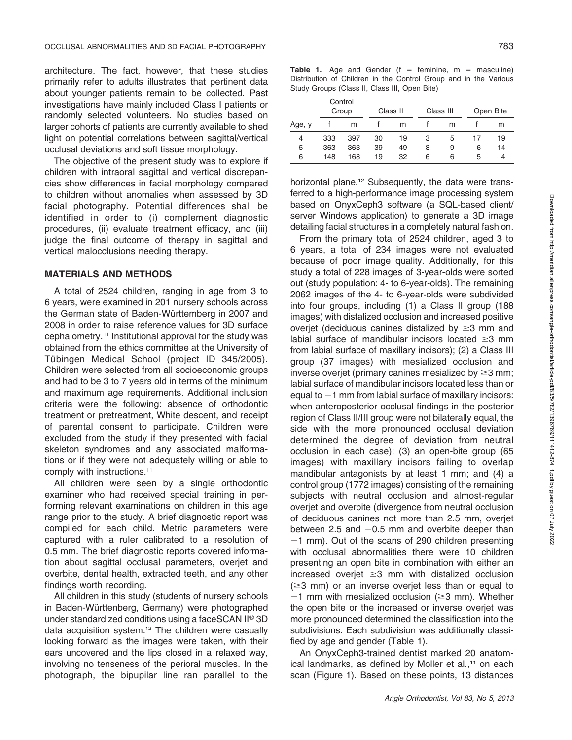architecture. The fact, however, that these studies primarily refer to adults illustrates that pertinent data about younger patients remain to be collected. Past investigations have mainly included Class I patients or randomly selected volunteers. No studies based on larger cohorts of patients are currently available to shed light on potential correlations between sagittal/vertical occlusal deviations and soft tissue morphology.

The objective of the present study was to explore if children with intraoral sagittal and vertical discrepancies show differences in facial morphology compared to children without anomalies when assessed by 3D facial photography. Potential differences shall be identified in order to (i) complement diagnostic procedures, (ii) evaluate treatment efficacy, and (iii) judge the final outcome of therapy in sagittal and vertical malocclusions needing therapy.

## MATERIALS AND METHODS

A total of 2524 children, ranging in age from 3 to 6 years, were examined in 201 nursery schools across the German state of Baden-Württemberg in 2007 and 2008 in order to raise reference values for 3D surface cephalometry.[11] Institutional approval for the study was obtained from the ethics committee at the University of Tübingen Medical School (project ID 345/2005). Children were selected from all socioeconomic groups and had to be 3 to 7 years old in terms of the minimum and maximum age requirements. Additional inclusion criteria were the following: absence of orthodontic treatment or pretreatment, White descent, and receipt of parental consent to participate. Children were excluded from the study if they presented with facial skeleton syndromes and any associated malformations or if they were not adequately willing or able to comply with instructions.[11]

All children were seen by a single orthodontic examiner who had received special training in performing relevant examinations on children in this age range prior to the study. A brief diagnostic report was compiled for each child. Metric parameters were captured with a ruler calibrated to a resolution of 0.5 mm. The brief diagnostic reports covered information about sagittal occlusal parameters, overjet and overbite, dental health, extracted teeth, and any other findings worth recording.

All children in this study (students of nursery schools in Baden-Württenberg, Germany) were photographed under standardized conditions using a faceSCAN II® 3D data acquisition system.[12] The children were casually looking forward as the images were taken, with their ears uncovered and the lips closed in a relaxed way, involving no tenseness of the perioral muscles. In the photograph, the bipupilar line ran parallel to the horizontal plane.[12] Subsequently, the data were transferred to a high-performance image processing system based on OnyxCeph3 software (a SQL-based client/server Windows application) to generate a 3D image detailing facial structures in a completely natural fashion.

**Table 1.** Age and Gender (f = feminine, m = masculine) Distribution of Children in the Control Group and in the Various Study Groups (Class II, Class III, Open Bite)

| | Control Group | | Class II | | Class III | | Open Bite | |
|---|---|---|---|---|---|---|---|---|
| Age, y | f | m | f | m | f | m | f | m |
| 4 | 333 | 397 | 30 | 19 | 3 | 5 | 17 | 19 |
| 5 | 363 | 363 | 39 | 49 | 8 | 9 | 6 | 14 |
| 6 | 148 | 168 | 19 | 32 | 6 | 6 | 5 | 4 |

From the primary total of 2524 children, aged 3 to 6 years, a total of 234 images were not evaluated because of poor image quality. Additionally, for this study a total of 228 images of 3-year-olds were sorted out (study population: 4- to 6-year-olds). The remaining 2062 images of the 4- to 6-year-olds were subdivided into four groups, including (1) a Class II group (188 images) with distalized occlusion and increased positive overjet (deciduous canines distalized by ≥3 mm and labial surface of mandibular incisors located ≥3 mm from labial surface of maxillary incisors); (2) a Class III group (37 images) with mesialized occlusion and inverse overjet (primary canines mesialized by ≥3 mm; labial surface of mandibular incisors located less than or equal to −1 mm from labial surface of maxillary incisors: when anteroposterior occlusal findings in the posterior region of Class II/III group were not bilaterally equal, the side with the more pronounced occlusal deviation determined the degree of deviation from neutral occlusion in each case); (3) an open-bite group (65 images) with maxillary incisors failing to overlap mandibular antagonists by at least 1 mm; and (4) a control group (1772 images) consisting of the remaining subjects with neutral occlusion and almost-regular overjet and overbite (divergence from neutral occlusion of deciduous canines not more than 2.5 mm, overjet between 2.5 and −0.5 mm and overbite deeper than −1 mm). Out of the scans of 290 children presenting with occlusal abnormalities there were 10 children presenting an open bite in combination with either an increased overjet ≥3 mm with distalized occlusion (≥3 mm) or an inverse overjet less than or equal to −1 mm with mesialized occlusion (≥3 mm). Whether the open bite or the increased or inverse overjet was more pronounced determined the classification into the subdivisions. Each subdivision was additionally classified by age and gender (Table 1).

An OnyxCeph3-trained dentist marked 20 anatomical landmarks, as defined by Moller et al.,[11] on each scan (Figure 1). Based on these points, 13 distances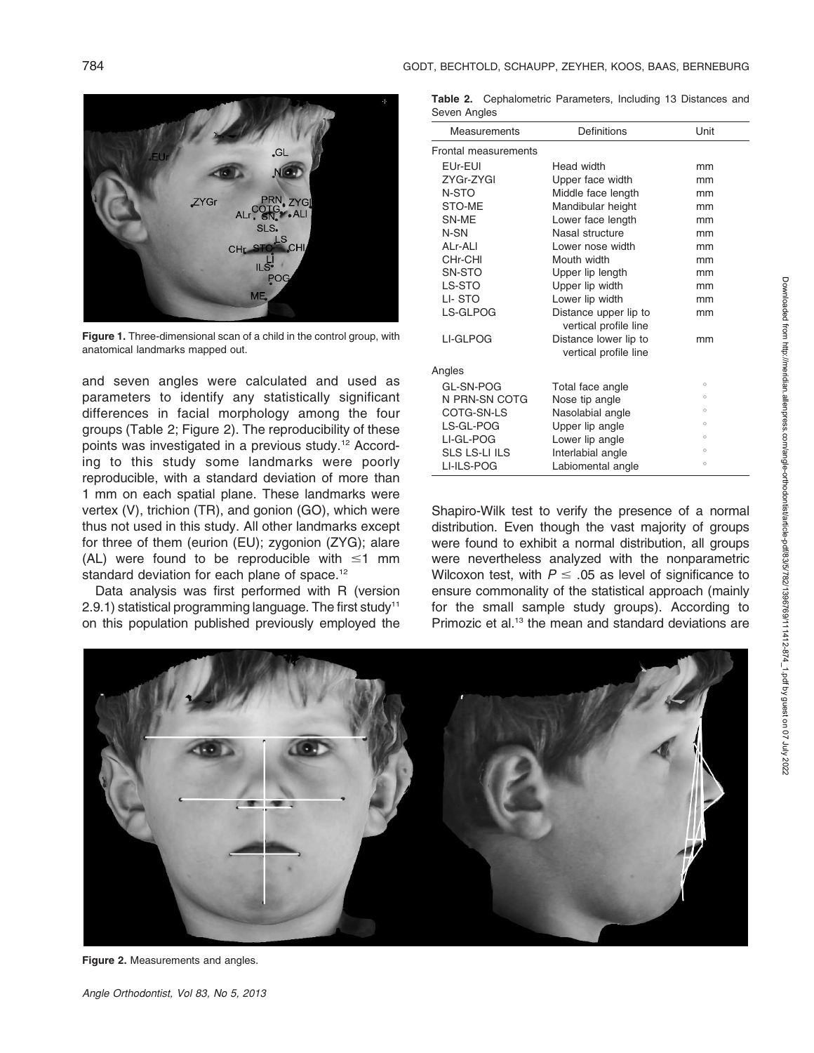Figure 1. Three-dimensional scan of a child in the control group, with anatomical landmarks mapped out.

and seven angles were calculated and used as parameters to identify any statistically significant differences in facial morphology among the four groups (Table 2; Figure 2). The reproducibility of these points was investigated in a previous study.[12] According to this study some landmarks were poorly reproducible, with a standard deviation of more than 1 mm on each spatial plane. These landmarks were vertex (V), trichion (TR), and gonion (GO), which were thus not used in this study. All other landmarks except for three of them (eurion (EU); zygonion (ZYG); alare (AL) were found to be reproducible with $\leq$1 mm standard deviation for each plane of space.[12]

Data analysis was first performed with R (version 2.9.1) statistical programming language. The first study[11] on this population published previously employed the Shapiro-Wilk test to verify the presence of a normal distribution. Even though the vast majority of groups were found to exhibit a normal distribution, all groups were nevertheless analyzed with the nonparametric Wilcoxon test, with $P \leq .05$ as level of significance to ensure commonality of the statistical approach (mainly for the small sample study groups). According to Primozic et al.[13] the mean and standard deviations are

**Table 2.** Cephalometric Parameters, Including 13 Distances and Seven Angles

| Measurements | Definitions | Unit |
|---|---|---|
| Frontal measurements | | |
| EUr-EUl | Head width | mm |
| ZYGr-ZYGl | Upper face width | mm |
| N-STO | Middle face length | mm |
| STO-ME | Mandibular height | mm |
| SN-ME | Lower face length | mm |
| N-SN | Nasal structure | mm |
| ALr-ALl | Lower nose width | mm |
| CHr-CHl | Mouth width | mm |
| SN-STO | Upper lip length | mm |
| LS-STO | Upper lip width | mm |
| LI- STO | Lower lip width | mm |
| LS-GLPOG | Distance upper lip to vertical profile line | mm |
| LI-GLPOG | Distance lower lip to vertical profile line | mm |
| Angles | | |
| GL-SN-POG | Total face angle | ° |
| N PRN-SN COTG | Nose tip angle | ° |
| COTG-SN-LS | Nasolabial angle | ° |
| LS-GL-POG | Upper lip angle | ° |
| LI-GL-POG | Lower lip angle | ° |
| SLS LS-LI ILS | Interlabial angle | ° |
| LI-ILS-POG | Labiomental angle | ° |

Figure 2. Measurements and angles.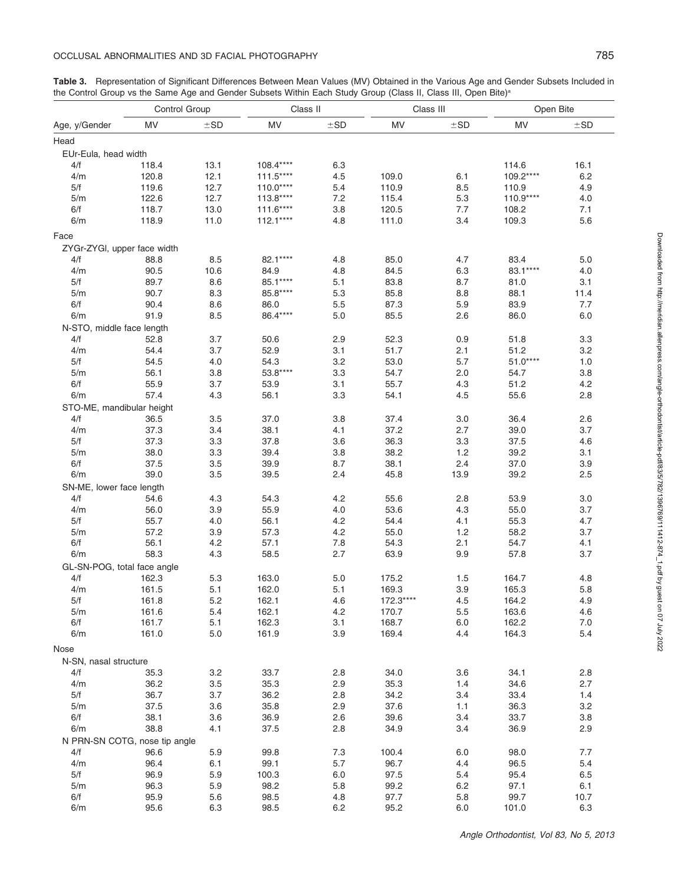**Table 3.** Representation of Significant Differences Between Mean Values (MV) Obtained in the Various Age and Gender Subsets Included in the Control Group vs the Same Age and Gender Subsets Within Each Study Group (Class II, Class III, Open Bite)[a]

| Age, y/Gender | Control Group MV | Control Group ±SD | Class II MV | Class II ±SD | Class III MV | Class III ±SD | Open Bite MV | Open Bite ±SD |
|---|---|---|---|---|---|---|---|---|
| **Head** | | | | | | | | |
| EUr-Eula, head width | | | | | | | | |
| 4/f | 118.4 | 13.1 | 108.4**** | 6.3 | | | 114.6 | 16.1 |
| 4/m | 120.8 | 12.1 | 111.5**** | 4.5 | 109.0 | 6.1 | 109.2**** | 6.2 |
| 5/f | 119.6 | 12.7 | 110.0**** | 5.4 | 110.9 | 8.5 | 110.9 | 4.9 |
| 5/m | 122.6 | 12.7 | 113.8**** | 7.2 | 115.4 | 5.3 | 110.9**** | 4.0 |
| 6/f | 118.7 | 13.0 | 111.6**** | 3.8 | 120.5 | 7.7 | 108.2 | 7.1 |
| 6/m | 118.9 | 11.0 | 112.1**** | 4.8 | 111.0 | 3.4 | 109.3 | 5.6 |
| **Face** | | | | | | | | |
| ZYGr-ZYGl, upper face width | | | | | | | | |
| 4/f | 88.8 | 8.5 | 82.1**** | 4.8 | 85.0 | 4.7 | 83.4 | 5.0 |
| 4/m | 90.5 | 10.6 | 84.9 | 4.8 | 84.5 | 6.3 | 83.1**** | 4.0 |
| 5/f | 89.7 | 8.6 | 85.1**** | 5.1 | 83.8 | 8.7 | 81.0 | 3.1 |
| 5/m | 90.7 | 8.3 | 85.8**** | 5.3 | 85.8 | 8.8 | 88.1 | 11.4 |
| 6/f | 90.4 | 8.6 | 86.0 | 5.5 | 87.3 | 5.9 | 83.9 | 7.7 |
| 6/m | 91.9 | 8.5 | 86.4**** | 5.0 | 85.5 | 2.6 | 86.0 | 6.0 |
| N-STO, middle face length | | | | | | | | |
| 4/f | 52.8 | 3.7 | 50.6 | 2.9 | 52.3 | 0.9 | 51.8 | 3.3 |
| 4/m | 54.4 | 3.7 | 52.9 | 3.1 | 51.7 | 2.1 | 51.2 | 3.2 |
| 5/f | 54.5 | 4.0 | 54.3 | 3.2 | 53.0 | 5.7 | 51.0**** | 1.0 |
| 5/m | 56.1 | 3.8 | 53.8**** | 3.3 | 54.7 | 2.0 | 54.7 | 3.8 |
| 6/f | 55.9 | 3.7 | 53.9 | 3.1 | 55.7 | 4.3 | 51.2 | 4.2 |
| 6/m | 57.4 | 4.3 | 56.1 | 3.3 | 54.1 | 4.5 | 55.6 | 2.8 |
| STO-ME, mandibular height | | | | | | | | |
| 4/f | 36.5 | 3.5 | 37.0 | 3.8 | 37.4 | 3.0 | 36.4 | 2.6 |
| 4/m | 37.3 | 3.4 | 38.1 | 4.1 | 37.2 | 2.7 | 39.0 | 3.7 |
| 5/f | 37.3 | 3.3 | 37.8 | 3.6 | 36.3 | 3.3 | 37.5 | 4.6 |
| 5/m | 38.0 | 3.3 | 39.4 | 3.8 | 38.2 | 1.2 | 39.2 | 3.1 |
| 6/f | 37.5 | 3.5 | 39.9 | 8.7 | 38.1 | 2.4 | 37.0 | 3.9 |
| 6/m | 39.0 | 3.5 | 39.5 | 2.4 | 45.8 | 13.9 | 39.2 | 2.5 |
| SN-ME, lower face length | | | | | | | | |
| 4/f | 54.6 | 4.3 | 54.3 | 4.2 | 55.6 | 2.8 | 53.9 | 3.0 |
| 4/m | 56.0 | 3.9 | 55.9 | 4.0 | 53.6 | 4.3 | 55.0 | 3.7 |
| 5/f | 55.7 | 4.0 | 56.1 | 4.2 | 54.4 | 4.1 | 55.3 | 4.7 |
| 5/m | 57.2 | 3.9 | 57.3 | 4.2 | 55.0 | 1.2 | 58.2 | 3.7 |
| 6/f | 56.1 | 4.2 | 57.1 | 7.8 | 54.3 | 2.1 | 54.7 | 4.1 |
| 6/m | 58.3 | 4.3 | 58.5 | 2.7 | 63.9 | 9.9 | 57.8 | 3.7 |
| GL-SN-POG, total face angle | | | | | | | | |
| 4/f | 162.3 | 5.3 | 163.0 | 5.0 | 175.2 | 1.5 | 164.7 | 4.8 |
| 4/m | 161.5 | 5.1 | 162.0 | 5.1 | 169.3 | 3.9 | 165.3 | 5.8 |
| 5/f | 161.8 | 5.2 | 162.1 | 4.6 | 172.3**** | 4.5 | 164.2 | 4.9 |
| 5/m | 161.6 | 5.4 | 162.1 | 4.2 | 170.7 | 5.5 | 163.6 | 4.6 |
| 6/f | 161.7 | 5.1 | 162.3 | 3.1 | 168.7 | 6.0 | 162.2 | 7.0 |
| 6/m | 161.0 | 5.0 | 161.9 | 3.9 | 169.4 | 4.4 | 164.3 | 5.4 |
| **Nose** | | | | | | | | |
| N-SN, nasal structure | | | | | | | | |
| 4/f | 35.3 | 3.2 | 33.7 | 2.8 | 34.0 | 3.6 | 34.1 | 2.8 |
| 4/m | 36.2 | 3.5 | 35.3 | 2.9 | 35.3 | 1.4 | 34.6 | 2.7 |
| 5/f | 36.7 | 3.7 | 36.2 | 2.8 | 34.2 | 3.4 | 33.4 | 1.4 |
| 5/m | 37.5 | 3.6 | 35.8 | 2.9 | 37.6 | 1.1 | 36.3 | 3.2 |
| 6/f | 38.1 | 3.6 | 36.9 | 2.6 | 39.6 | 3.4 | 33.7 | 3.8 |
| 6/m | 38.8 | 4.1 | 37.5 | 2.8 | 34.9 | 3.4 | 36.9 | 2.9 |
| N PRN-SN COTG, nose tip angle | | | | | | | | |
| 4/f | 96.6 | 5.9 | 99.8 | 7.3 | 100.4 | 6.0 | 98.0 | 7.7 |
| 4/m | 96.4 | 6.1 | 99.1 | 5.7 | 96.7 | 4.4 | 96.5 | 5.4 |
| 5/f | 96.9 | 5.9 | 100.3 | 6.0 | 97.5 | 5.4 | 95.4 | 6.5 |
| 5/m | 96.3 | 5.9 | 98.2 | 5.8 | 99.2 | 6.2 | 97.1 | 6.1 |
| 6/f | 95.9 | 5.6 | 98.5 | 4.8 | 97.7 | 5.8 | 99.7 | 10.7 |
| 6/m | 95.6 | 6.3 | 98.5 | 6.2 | 95.2 | 6.0 | 101.0 | 6.3 |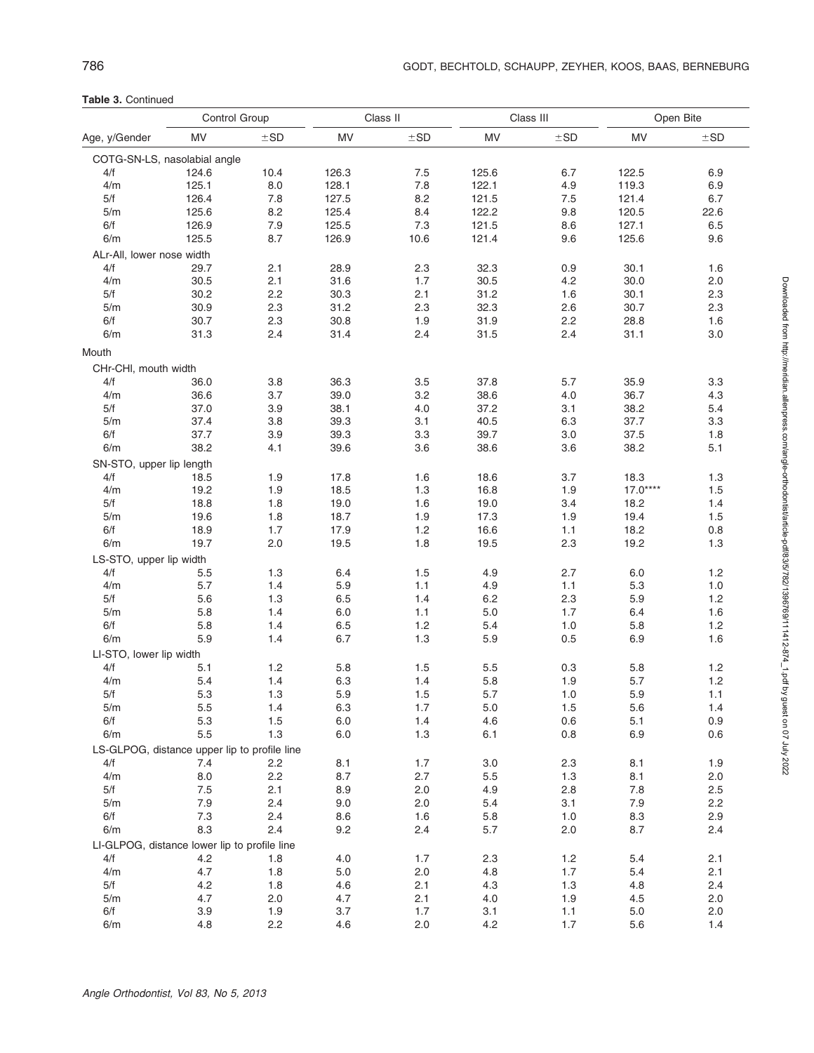**Table 3.** Continued

| Age, y/Gender | Control Group MV | Control Group ±SD | Class II MV | Class II ±SD | Class III MV | Class III ±SD | Open Bite MV | Open Bite ±SD |
|---|---|---|---|---|---|---|---|---|
| COTG-SN-LS, nasolabial angle | | | | | | | | |
| 4/f | 124.6 | 10.4 | 126.3 | 7.5 | 125.6 | 6.7 | 122.5 | 6.9 |
| 4/m | 125.1 | 8.0 | 128.1 | 7.8 | 122.1 | 4.9 | 119.3 | 6.9 |
| 5/f | 126.4 | 7.8 | 127.5 | 8.2 | 121.5 | 7.5 | 121.4 | 6.7 |
| 5/m | 125.6 | 8.2 | 125.4 | 8.4 | 122.2 | 9.8 | 120.5 | 22.6 |
| 6/f | 126.9 | 7.9 | 125.5 | 7.3 | 121.5 | 8.6 | 127.1 | 6.5 |
| 6/m | 125.5 | 8.7 | 126.9 | 10.6 | 121.4 | 9.6 | 125.6 | 9.6 |
| ALr-All, lower nose width | | | | | | | | |
| 4/f | 29.7 | 2.1 | 28.9 | 2.3 | 32.3 | 0.9 | 30.1 | 1.6 |
| 4/m | 30.5 | 2.1 | 31.6 | 1.7 | 30.5 | 4.2 | 30.0 | 2.0 |
| 5/f | 30.2 | 2.2 | 30.3 | 2.1 | 31.2 | 1.6 | 30.1 | 2.3 |
| 5/m | 30.9 | 2.3 | 31.2 | 2.3 | 32.3 | 2.6 | 30.7 | 2.3 |
| 6/f | 30.7 | 2.3 | 30.8 | 1.9 | 31.9 | 2.2 | 28.8 | 1.6 |
| 6/m | 31.3 | 2.4 | 31.4 | 2.4 | 31.5 | 2.4 | 31.1 | 3.0 |
| Mouth | | | | | | | | |
| CHr-CHl, mouth width | | | | | | | | |
| 4/f | 36.0 | 3.8 | 36.3 | 3.5 | 37.8 | 5.7 | 35.9 | 3.3 |
| 4/m | 36.6 | 3.7 | 39.0 | 3.2 | 38.6 | 4.0 | 36.7 | 4.3 |
| 5/f | 37.0 | 3.9 | 38.1 | 4.0 | 37.2 | 3.1 | 38.2 | 5.4 |
| 5/m | 37.4 | 3.8 | 39.3 | 3.1 | 40.5 | 6.3 | 37.7 | 3.3 |
| 6/f | 37.7 | 3.9 | 39.3 | 3.3 | 39.7 | 3.0 | 37.5 | 1.8 |
| 6/m | 38.2 | 4.1 | 39.6 | 3.6 | 38.6 | 3.6 | 38.2 | 5.1 |
| SN-STO, upper lip length | | | | | | | | |
| 4/f | 18.5 | 1.9 | 17.8 | 1.6 | 18.6 | 3.7 | 18.3 | 1.3 |
| 4/m | 19.2 | 1.9 | 18.5 | 1.3 | 16.8 | 1.9 | 17.0**** | 1.5 |
| 5/f | 18.8 | 1.8 | 19.0 | 1.6 | 19.0 | 3.4 | 18.2 | 1.4 |
| 5/m | 19.6 | 1.8 | 18.7 | 1.9 | 17.3 | 1.9 | 19.4 | 1.5 |
| 6/f | 18.9 | 1.7 | 17.9 | 1.2 | 16.6 | 1.1 | 18.2 | 0.8 |
| 6/m | 19.7 | 2.0 | 19.5 | 1.8 | 19.5 | 2.3 | 19.2 | 1.3 |
| LS-STO, upper lip width | | | | | | | | |
| 4/f | 5.5 | 1.3 | 6.4 | 1.5 | 4.9 | 2.7 | 6.0 | 1.2 |
| 4/m | 5.7 | 1.4 | 5.9 | 1.1 | 4.9 | 1.1 | 5.3 | 1.0 |
| 5/f | 5.6 | 1.3 | 6.5 | 1.4 | 6.2 | 2.3 | 5.9 | 1.2 |
| 5/m | 5.8 | 1.4 | 6.0 | 1.1 | 5.0 | 1.7 | 6.4 | 1.6 |
| 6/f | 5.8 | 1.4 | 6.5 | 1.2 | 5.4 | 1.0 | 5.8 | 1.2 |
| 6/m | 5.9 | 1.4 | 6.7 | 1.3 | 5.9 | 0.5 | 6.9 | 1.6 |
| LI-STO, lower lip width | | | | | | | | |
| 4/f | 5.1 | 1.2 | 5.8 | 1.5 | 5.5 | 0.3 | 5.8 | 1.2 |
| 4/m | 5.4 | 1.4 | 6.3 | 1.4 | 5.8 | 1.9 | 5.7 | 1.2 |
| 5/f | 5.3 | 1.3 | 5.9 | 1.5 | 5.7 | 1.0 | 5.9 | 1.1 |
| 5/m | 5.5 | 1.4 | 6.3 | 1.7 | 5.0 | 1.5 | 5.6 | 1.4 |
| 6/f | 5.3 | 1.5 | 6.0 | 1.4 | 4.6 | 0.6 | 5.1 | 0.9 |
| 6/m | 5.5 | 1.3 | 6.0 | 1.3 | 6.1 | 0.8 | 6.9 | 0.6 |
| LS-GLPOG, distance upper lip to profile line | | | | | | | | |
| 4/f | 7.4 | 2.2 | 8.1 | 1.7 | 3.0 | 2.3 | 8.1 | 1.9 |
| 4/m | 8.0 | 2.2 | 8.7 | 2.7 | 5.5 | 1.3 | 8.1 | 2.0 |
| 5/f | 7.5 | 2.1 | 8.9 | 2.0 | 4.9 | 2.8 | 7.8 | 2.5 |
| 5/m | 7.9 | 2.4 | 9.0 | 2.0 | 5.4 | 3.1 | 7.9 | 2.2 |
| 6/f | 7.3 | 2.4 | 8.6 | 1.6 | 5.8 | 1.0 | 8.3 | 2.9 |
| 6/m | 8.3 | 2.4 | 9.2 | 2.4 | 5.7 | 2.0 | 8.7 | 2.4 |
| LI-GLPOG, distance lower lip to profile line | | | | | | | | |
| 4/f | 4.2 | 1.8 | 4.0 | 1.7 | 2.3 | 1.2 | 5.4 | 2.1 |
| 4/m | 4.7 | 1.8 | 5.0 | 2.0 | 4.8 | 1.7 | 5.4 | 2.1 |
| 5/f | 4.2 | 1.8 | 4.6 | 2.1 | 4.3 | 1.3 | 4.8 | 2.4 |
| 5/m | 4.7 | 2.0 | 4.7 | 2.1 | 4.0 | 1.9 | 4.5 | 2.0 |
| 6/f | 3.9 | 1.9 | 3.7 | 1.7 | 3.1 | 1.1 | 5.0 | 2.0 |
| 6/m | 4.8 | 2.2 | 4.6 | 2.0 | 4.2 | 1.7 | 5.6 | 1.4 |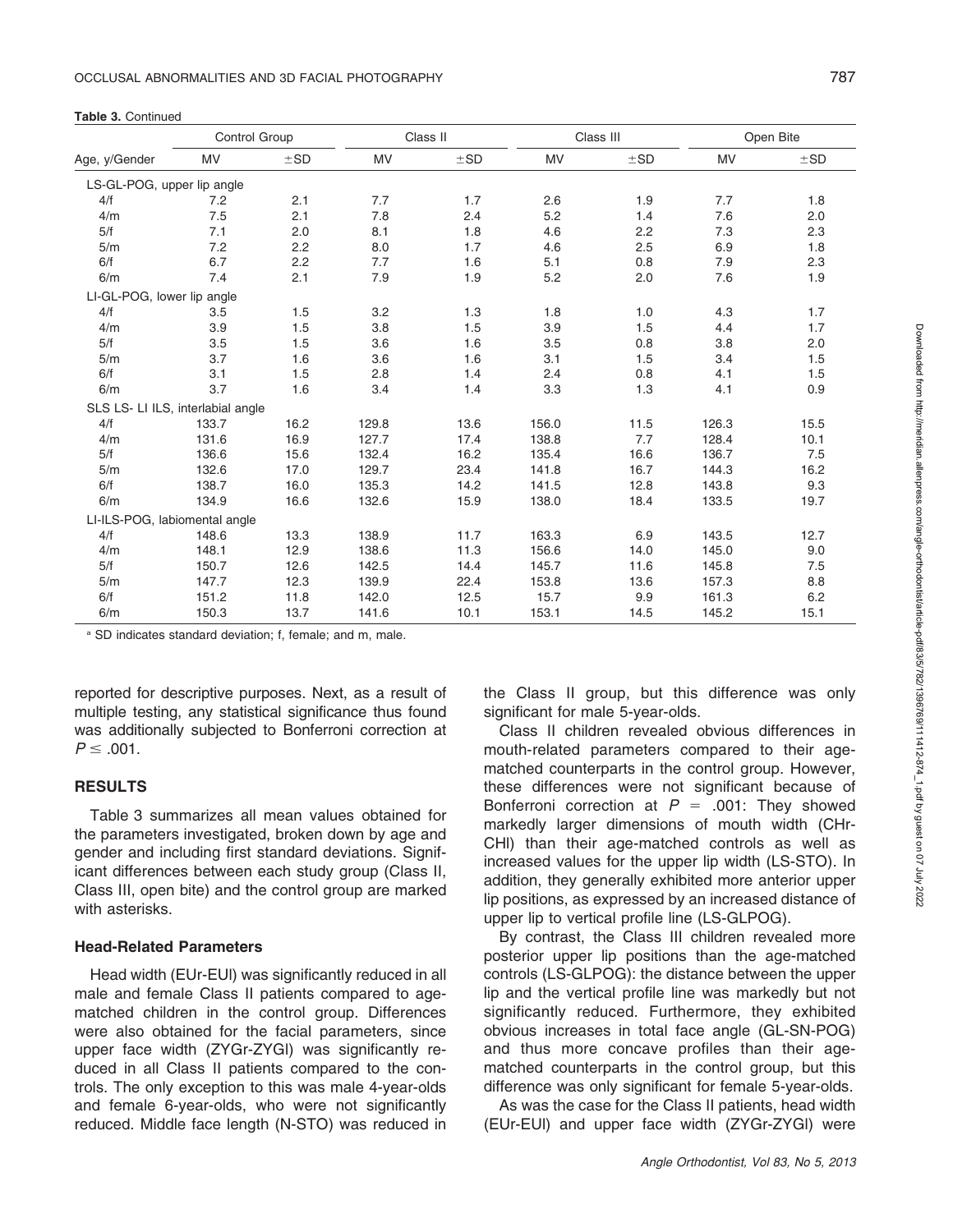**Table 3.** Continued

| Age, y/Gender | Control Group | | Class II | | Class III | | Open Bite | |
|---|---|---|---|---|---|---|---|---|
| | MV | ±SD | MV | ±SD | MV | ±SD | MV | ±SD |
| LS-GL-POG, upper lip angle | | | | | | | | |
| 4/f | 7.2 | 2.1 | 7.7 | 1.7 | 2.6 | 1.9 | 7.7 | 1.8 |
| 4/m | 7.5 | 2.1 | 7.8 | 2.4 | 5.2 | 1.4 | 7.6 | 2.0 |
| 5/f | 7.1 | 2.0 | 8.1 | 1.8 | 4.6 | 2.2 | 7.3 | 2.3 |
| 5/m | 7.2 | 2.2 | 8.0 | 1.7 | 4.6 | 2.5 | 6.9 | 1.8 |
| 6/f | 6.7 | 2.2 | 7.7 | 1.6 | 5.1 | 0.8 | 7.9 | 2.3 |
| 6/m | 7.4 | 2.1 | 7.9 | 1.9 | 5.2 | 2.0 | 7.6 | 1.9 |
| LI-GL-POG, lower lip angle | | | | | | | | |
| 4/f | 3.5 | 1.5 | 3.2 | 1.3 | 1.8 | 1.0 | 4.3 | 1.7 |
| 4/m | 3.9 | 1.5 | 3.8 | 1.5 | 3.9 | 1.5 | 4.4 | 1.7 |
| 5/f | 3.5 | 1.5 | 3.6 | 1.6 | 3.5 | 0.8 | 3.8 | 2.0 |
| 5/m | 3.7 | 1.6 | 3.6 | 1.6 | 3.1 | 1.5 | 3.4 | 1.5 |
| 6/f | 3.1 | 1.5 | 2.8 | 1.4 | 2.4 | 0.8 | 4.1 | 1.5 |
| 6/m | 3.7 | 1.6 | 3.4 | 1.4 | 3.3 | 1.3 | 4.1 | 0.9 |
| SLS LS- LI ILS, interlabial angle | | | | | | | | |
| 4/f | 133.7 | 16.2 | 129.8 | 13.6 | 156.0 | 11.5 | 126.3 | 15.5 |
| 4/m | 131.6 | 16.9 | 127.7 | 17.4 | 138.8 | 7.7 | 128.4 | 10.1 |
| 5/f | 136.6 | 15.6 | 132.4 | 16.2 | 135.4 | 16.6 | 136.7 | 7.5 |
| 5/m | 132.6 | 17.0 | 129.7 | 23.4 | 141.8 | 16.7 | 144.3 | 16.2 |
| 6/f | 138.7 | 16.0 | 135.3 | 14.2 | 141.5 | 12.8 | 143.8 | 9.3 |
| 6/m | 134.9 | 16.6 | 132.6 | 15.9 | 138.0 | 18.4 | 133.5 | 19.7 |
| LI-ILS-POG, labiomental angle | | | | | | | | |
| 4/f | 148.6 | 13.3 | 138.9 | 11.7 | 163.3 | 6.9 | 143.5 | 12.7 |
| 4/m | 148.1 | 12.9 | 138.6 | 11.3 | 156.6 | 14.0 | 145.0 | 9.0 |
| 5/f | 150.7 | 12.6 | 142.5 | 14.4 | 145.7 | 11.6 | 145.8 | 7.5 |
| 5/m | 147.7 | 12.3 | 139.9 | 22.4 | 153.8 | 13.6 | 157.3 | 8.8 |
| 6/f | 151.2 | 11.8 | 142.0 | 12.5 | 15.7 | 9.9 | 161.3 | 6.2 |
| 6/m | 150.3 | 13.7 | 141.6 | 10.1 | 153.1 | 14.5 | 145.2 | 15.1 |

[a] SD indicates standard deviation; f, female; and m, male.

reported for descriptive purposes. Next, as a result of multiple testing, any statistical significance thus found was additionally subjected to Bonferroni correction at $P \leq .001$.

## RESULTS

Table 3 summarizes all mean values obtained for the parameters investigated, broken down by age and gender and including first standard deviations. Significant differences between each study group (Class II, Class III, open bite) and the control group are marked with asterisks.

### Head-Related Parameters

Head width (EUr-EUl) was significantly reduced in all male and female Class II patients compared to age-matched children in the control group. Differences were also obtained for the facial parameters, since upper face width (ZYGr-ZYGl) was significantly reduced in all Class II patients compared to the controls. The only exception to this was male 4-year-olds and female 6-year-olds, who were not significantly reduced. Middle face length (N-STO) was reduced in the Class II group, but this difference was only significant for male 5-year-olds.

Class II children revealed obvious differences in mouth-related parameters compared to their age-matched counterparts in the control group. However, these differences were not significant because of Bonferroni correction at $P = .001$: They showed markedly larger dimensions of mouth width (CHr-CHl) than their age-matched controls as well as increased values for the upper lip width (LS-STO). In addition, they generally exhibited more anterior upper lip positions, as expressed by an increased distance of upper lip to vertical profile line (LS-GLPOG).

By contrast, the Class III children revealed more posterior upper lip positions than the age-matched controls (LS-GLPOG): the distance between the upper lip and the vertical profile line was markedly but not significantly reduced. Furthermore, they exhibited obvious increases in total face angle (GL-SN-POG) and thus more concave profiles than their age-matched counterparts in the control group, but this difference was only significant for female 5-year-olds.

As was the case for the Class II patients, head width (EUr-EUl) and upper face width (ZYGr-ZYGl) were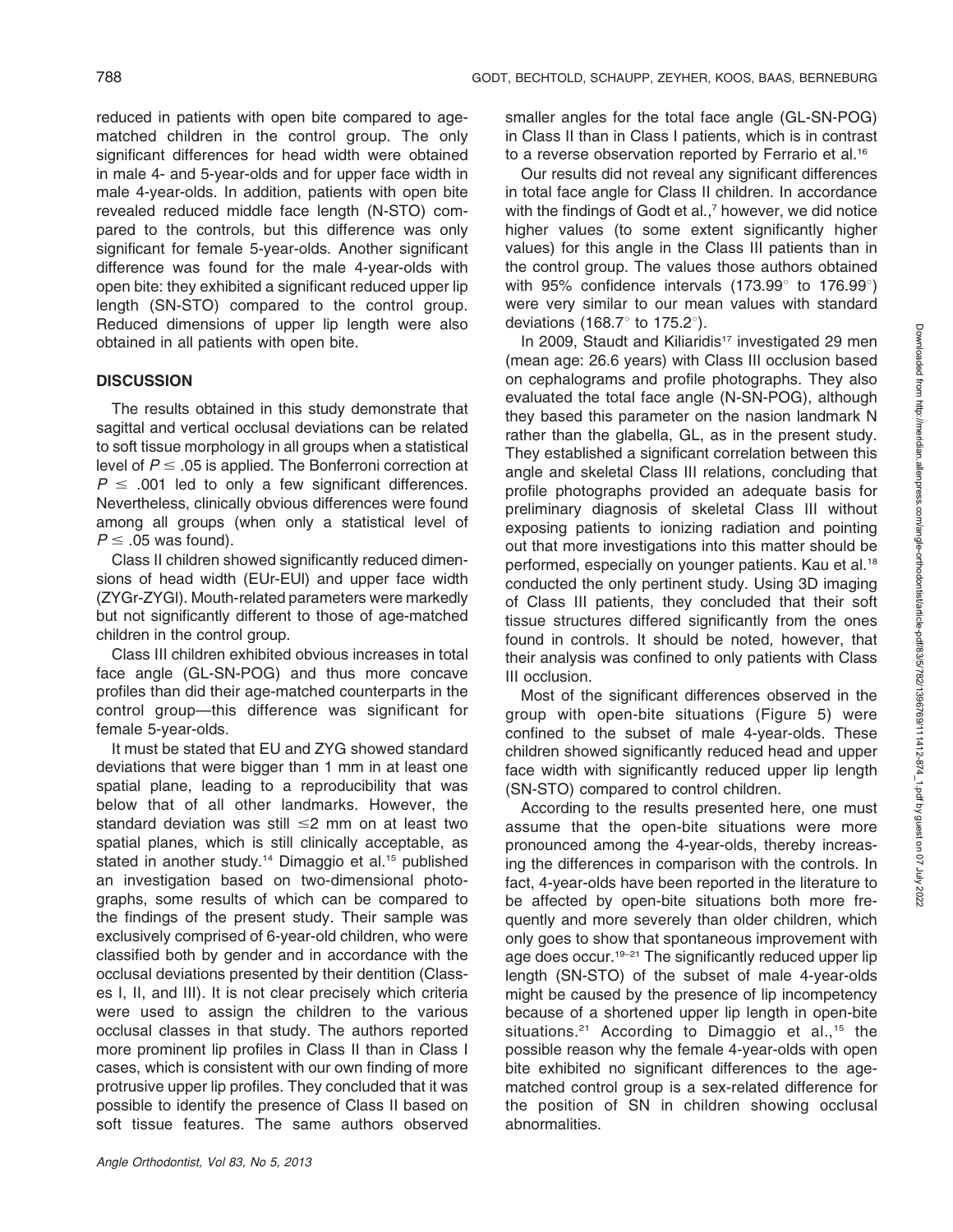reduced in patients with open bite compared to age-matched children in the control group. The only significant differences for head width were obtained in male 4- and 5-year-olds and for upper face width in male 4-year-olds. In addition, patients with open bite revealed reduced middle face length (N-STO) compared to the controls, but this difference was only significant for female 5-year-olds. Another significant difference was found for the male 4-year-olds with open bite: they exhibited a significant reduced upper lip length (SN-STO) compared to the control group. Reduced dimensions of upper lip length were also obtained in all patients with open bite.

## DISCUSSION

The results obtained in this study demonstrate that sagittal and vertical occlusal deviations can be related to soft tissue morphology in all groups when a statistical level of $P \leq .05$ is applied. The Bonferroni correction at $P \leq .001$ led to only a few significant differences. Nevertheless, clinically obvious differences were found among all groups (when only a statistical level of $P \leq .05$ was found).

Class II children showed significantly reduced dimensions of head width (EUr-EUl) and upper face width (ZYGr-ZYGl). Mouth-related parameters were markedly but not significantly different to those of age-matched children in the control group.

Class III children exhibited obvious increases in total face angle (GL-SN-POG) and thus more concave profiles than did their age-matched counterparts in the control group—this difference was significant for female 5-year-olds.

It must be stated that EU and ZYG showed standard deviations that were bigger than 1 mm in at least one spatial plane, leading to a reproducibility that was below that of all other landmarks. However, the standard deviation was still $\leq$2 mm on at least two spatial planes, which is still clinically acceptable, as stated in another study.[14] Dimaggio et al.[15] published an investigation based on two-dimensional photographs, some results of which can be compared to the findings of the present study. Their sample was exclusively comprised of 6-year-old children, who were classified both by gender and in accordance with the occlusal deviations presented by their dentition (Classes I, II, and III). It is not clear precisely which criteria were used to assign the children to the various occlusal classes in that study. The authors reported more prominent lip profiles in Class II than in Class I cases, which is consistent with our own finding of more protrusive upper lip profiles. They concluded that it was possible to identify the presence of Class II based on soft tissue features. The same authors observed smaller angles for the total face angle (GL-SN-POG) in Class II than in Class I patients, which is in contrast to a reverse observation reported by Ferrario et al.[16]

Our results did not reveal any significant differences in total face angle for Class II children. In accordance with the findings of Godt et al.,[7] however, we did notice higher values (to some extent significantly higher values) for this angle in the Class III patients than in the control group. The values those authors obtained with 95% confidence intervals (173.99° to 176.99°) were very similar to our mean values with standard deviations (168.7° to 175.2°).

In 2009, Staudt and Kiliaridis[17] investigated 29 men (mean age: 26.6 years) with Class III occlusion based on cephalograms and profile photographs. They also evaluated the total face angle (N-SN-POG), although they based this parameter on the nasion landmark N rather than the glabella, GL, as in the present study. They established a significant correlation between this angle and skeletal Class III relations, concluding that profile photographs provided an adequate basis for preliminary diagnosis of skeletal Class III without exposing patients to ionizing radiation and pointing out that more investigations into this matter should be performed, especially on younger patients. Kau et al.[18] conducted the only pertinent study. Using 3D imaging of Class III patients, they concluded that their soft tissue structures differed significantly from the ones found in controls. It should be noted, however, that their analysis was confined to only patients with Class III occlusion.

Most of the significant differences observed in the group with open-bite situations (Figure 5) were confined to the subset of male 4-year-olds. These children showed significantly reduced head and upper face width with significantly reduced upper lip length (SN-STO) compared to control children.

According to the results presented here, one must assume that the open-bite situations were more pronounced among the 4-year-olds, thereby increasing the differences in comparison with the controls. In fact, 4-year-olds have been reported in the literature to be affected by open-bite situations both more frequently and more severely than older children, which only goes to show that spontaneous improvement with age does occur.[19–21] The significantly reduced upper lip length (SN-STO) of the subset of male 4-year-olds might be caused by the presence of lip incompetency because of a shortened upper lip length in open-bite situations.[21] According to Dimaggio et al.,[15] the possible reason why the female 4-year-olds with open bite exhibited no significant differences to the age-matched control group is a sex-related difference for the position of SN in children showing occlusal abnormalities.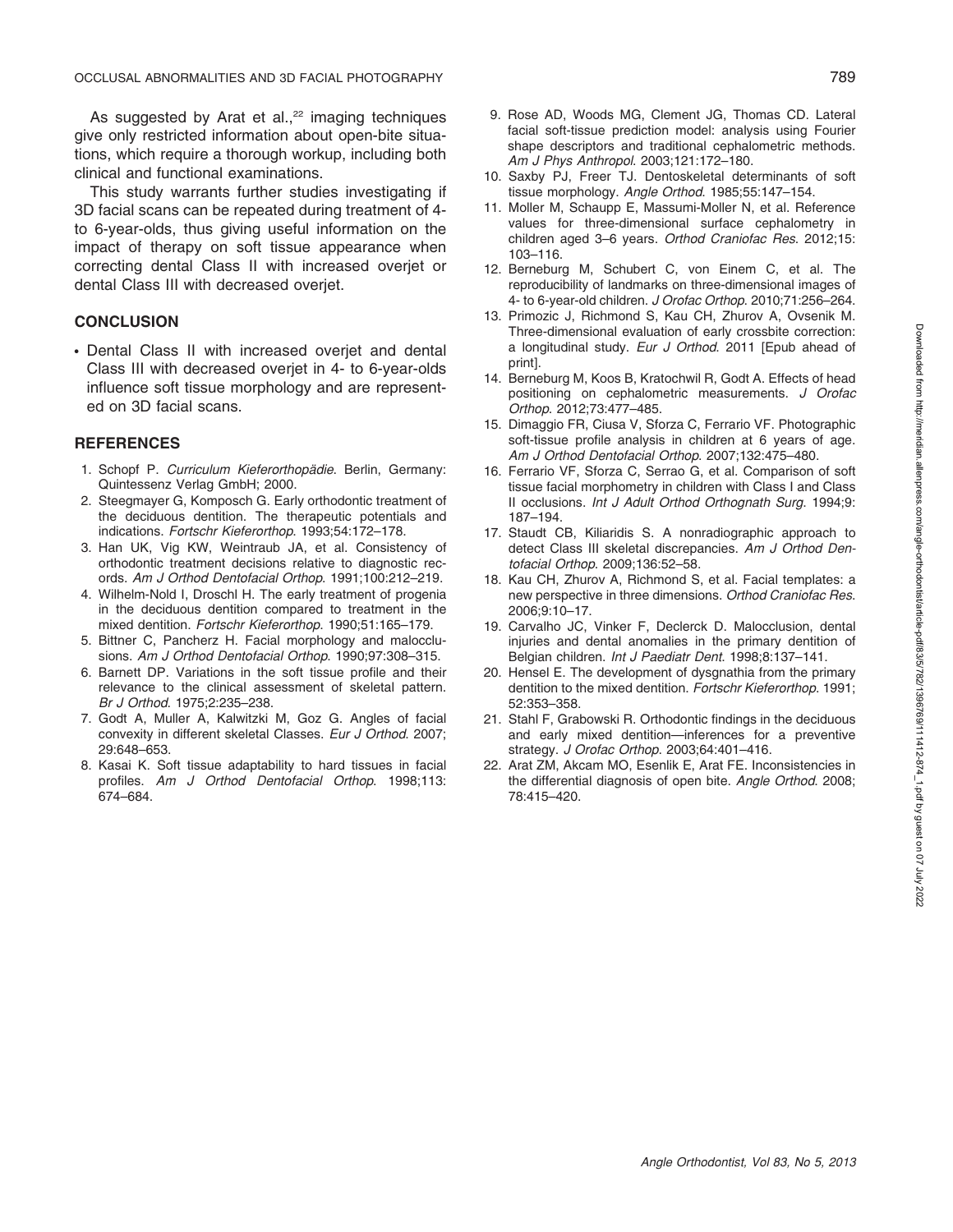As suggested by Arat et al.,[22] imaging techniques give only restricted information about open-bite situations, which require a thorough workup, including both clinical and functional examinations.

This study warrants further studies investigating if 3D facial scans can be repeated during treatment of 4- to 6-year-olds, thus giving useful information on the impact of therapy on soft tissue appearance when correcting dental Class II with increased overjet or dental Class III with decreased overjet.

## CONCLUSION

- Dental Class II with increased overjet and dental Class III with decreased overjet in 4- to 6-year-olds influence soft tissue morphology and are represented on 3D facial scans.

## REFERENCES

1. Schopf P. *Curriculum Kieferorthopädie*. Berlin, Germany: Quintessenz Verlag GmbH; 2000.
2. Steegmayer G, Komposch G. Early orthodontic treatment of the deciduous dentition. The therapeutic potentials and indications. *Fortschr Kieferorthop.* 1993;54:172–178.
3. Han UK, Vig KW, Weintraub JA, et al. Consistency of orthodontic treatment decisions relative to diagnostic records. *Am J Orthod Dentofacial Orthop.* 1991;100:212–219.
4. Wilhelm-Nold I, Droschl H. The early treatment of progenia in the deciduous dentition compared to treatment in the mixed dentition. *Fortschr Kieferorthop.* 1990;51:165–179.
5. Bittner C, Pancherz H. Facial morphology and malocclusions. *Am J Orthod Dentofacial Orthop.* 1990;97:308–315.
6. Barnett DP. Variations in the soft tissue profile and their relevance to the clinical assessment of skeletal pattern. *Br J Orthod.* 1975;2:235–238.
7. Godt A, Muller A, Kalwitzki M, Goz G. Angles of facial convexity in different skeletal Classes. *Eur J Orthod.* 2007; 29:648–653.
8. Kasai K. Soft tissue adaptability to hard tissues in facial profiles. *Am J Orthod Dentofacial Orthop.* 1998;113: 674–684.
9. Rose AD, Woods MG, Clement JG, Thomas CD. Lateral facial soft-tissue prediction model: analysis using Fourier shape descriptors and traditional cephalometric methods. *Am J Phys Anthropol.* 2003;121:172–180.
10. Saxby PJ, Freer TJ. Dentoskeletal determinants of soft tissue morphology. *Angle Orthod.* 1985;55:147–154.
11. Moller M, Schaupp E, Massumi-Moller N, et al. Reference values for three-dimensional surface cephalometry in children aged 3–6 years. *Orthod Craniofac Res.* 2012;15: 103–116.
12. Berneburg M, Schubert C, von Einem C, et al. The reproducibility of landmarks on three-dimensional images of 4- to 6-year-old children. *J Orofac Orthop.* 2010;71:256–264.
13. Primozic J, Richmond S, Kau CH, Zhurov A, Ovsenik M. Three-dimensional evaluation of early crossbite correction: a longitudinal study. *Eur J Orthod.* 2011 [Epub ahead of print].
14. Berneburg M, Koos B, Kratochwil R, Godt A. Effects of head positioning on cephalometric measurements. *J Orofac Orthop.* 2012;73:477–485.
15. Dimaggio FR, Ciusa V, Sforza C, Ferrario VF. Photographic soft-tissue profile analysis in children at 6 years of age. *Am J Orthod Dentofacial Orthop.* 2007;132:475–480.
16. Ferrario VF, Sforza C, Serrao G, et al. Comparison of soft tissue facial morphometry in children with Class I and Class II occlusions. *Int J Adult Orthod Orthognath Surg.* 1994;9: 187–194.
17. Staudt CB, Kiliaridis S. A nonradiographic approach to detect Class III skeletal discrepancies. *Am J Orthod Dentofacial Orthop.* 2009;136:52–58.
18. Kau CH, Zhurov A, Richmond S, et al. Facial templates: a new perspective in three dimensions. *Orthod Craniofac Res.* 2006;9:10–17.
19. Carvalho JC, Vinker F, Declerck D. Malocclusion, dental injuries and dental anomalies in the primary dentition of Belgian children. *Int J Paediatr Dent.* 1998;8:137–141.
20. Hensel E. The development of dysgnathia from the primary dentition to the mixed dentition. *Fortschr Kieferorthop.* 1991; 52:353–358.
21. Stahl F, Grabowski R. Orthodontic findings in the deciduous and early mixed dentition—inferences for a preventive strategy. *J Orofac Orthop.* 2003;64:401–416.
22. Arat ZM, Akcam MO, Esenlik E, Arat FE. Inconsistencies in the differential diagnosis of open bite. *Angle Orthod.* 2008; 78:415–420.